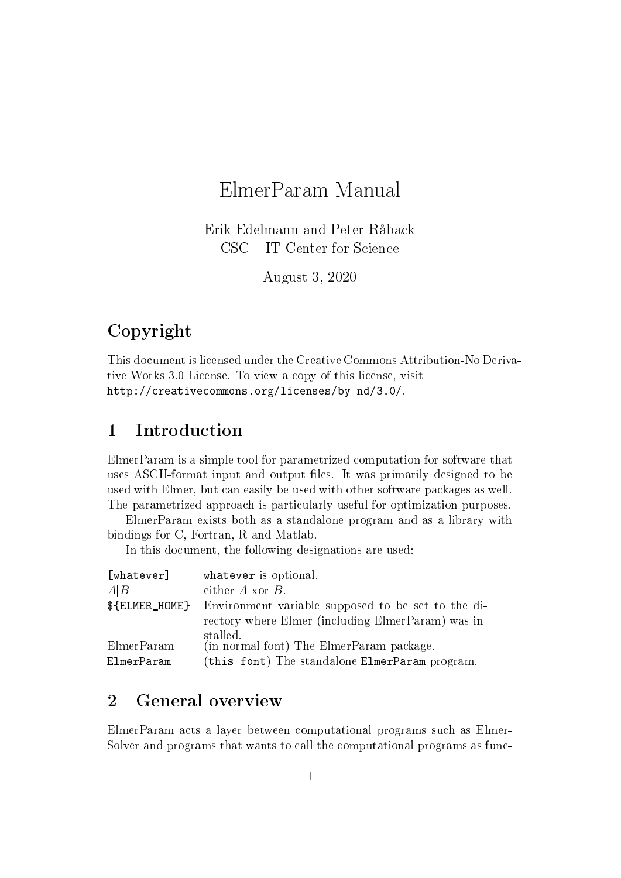# ElmerParam Manual

Erik Edelmann and Peter Råback
CSC – IT Center for Science

August 3, 2020

## Copyright

This document is licensed under the Creative Commons Attribution-No Derivative Works 3.0 License. To view a copy of this license, visit `http://creativecommons.org/licenses/by-nd/3.0/`.

## 1 Introduction

ElmerParam is a simple tool for parametrized computation for software that uses ASCII-format input and output files. It was primarily designed to be used with Elmer, but can easily be used with other software packages as well. The parametrized approach is particularly useful for optimization purposes.

ElmerParam exists both as a standalone program and as a library with bindings for C, Fortran, R and Matlab.

In this document, the following designations are used:

| | |
|---|---|
| `[whatever]` | `whatever` is optional. |
| $A \vert B$ | either $A$ xor $B$. |
| `${ELMER_HOME}` | Environment variable supposed to be set to the directory where Elmer (including ElmerParam) was installed. |
| ElmerParam | (in normal font) The ElmerParam package. |
| `ElmerParam` | (`this font`) The standalone `ElmerParam` program. |

## 2 General overview

ElmerParam acts a layer between computational programs such as ElmerSolver and programs that wants to call the computational programs as func-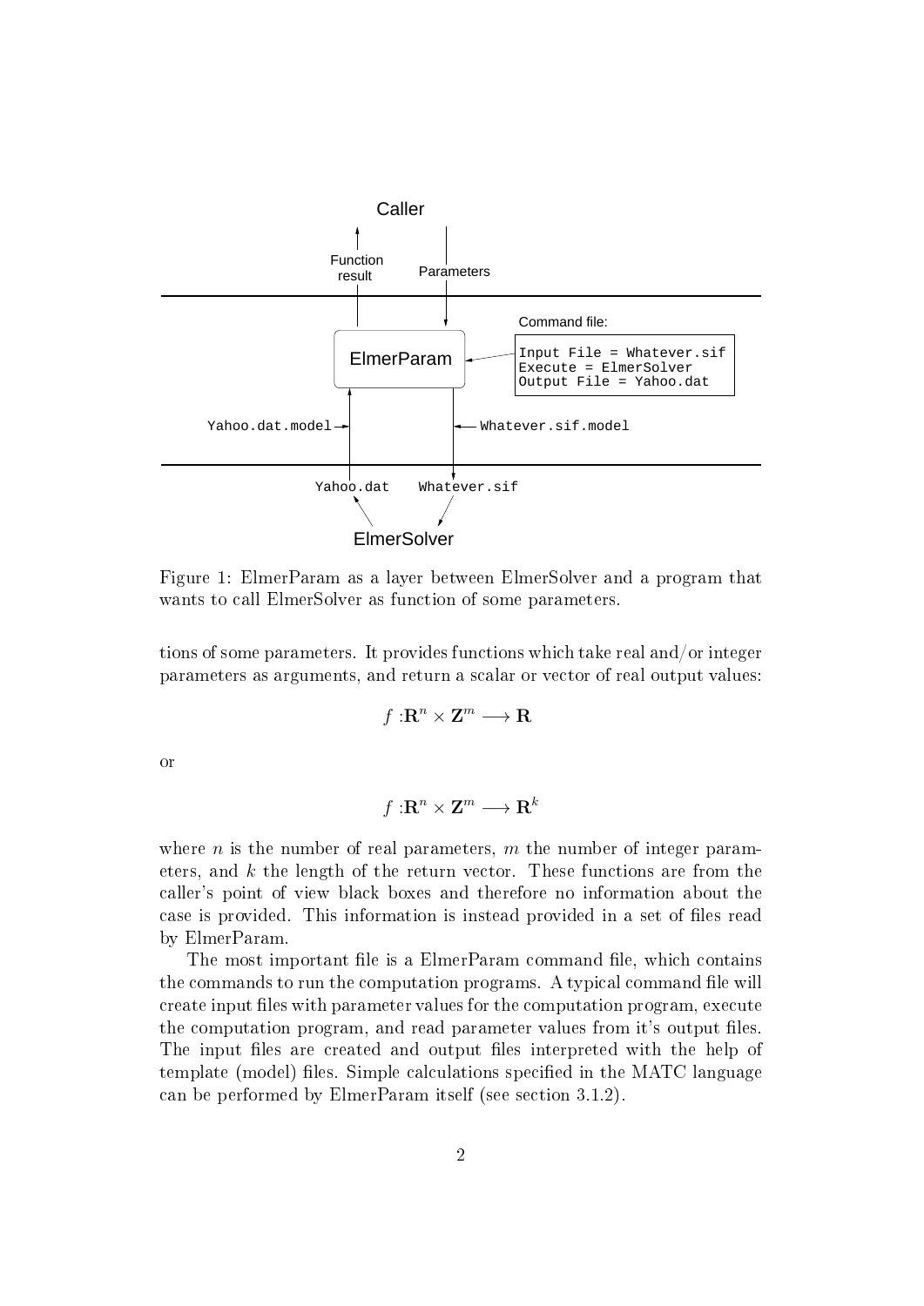Figure 1: ElmerParam as a layer between ElmerSolver and a program that wants to call ElmerSolver as function of some parameters.

tions of some parameters. It provides functions which take real and/or integer parameters as arguments, and return a scalar or vector of real output values:

$$f : \mathbf{R}^n \times \mathbf{Z}^m \longrightarrow \mathbf{R}$$

or

$$f : \mathbf{R}^n \times \mathbf{Z}^m \longrightarrow \mathbf{R}^k$$

where $n$ is the number of real parameters, $m$ the number of integer parameters, and $k$ the length of the return vector. These functions are from the caller's point of view black boxes and therefore no information about the case is provided. This information is instead provided in a set of files read by ElmerParam.

The most important file is a ElmerParam command file, which contains the commands to run the computation programs. A typical command file will create input files with parameter values for the computation program, execute the computation program, and read parameter values from it's output files. The input files are created and output files interpreted with the help of template (model) files. Simple calculations specified in the MATC language can be performed by ElmerParam itself (see section 3.1.2).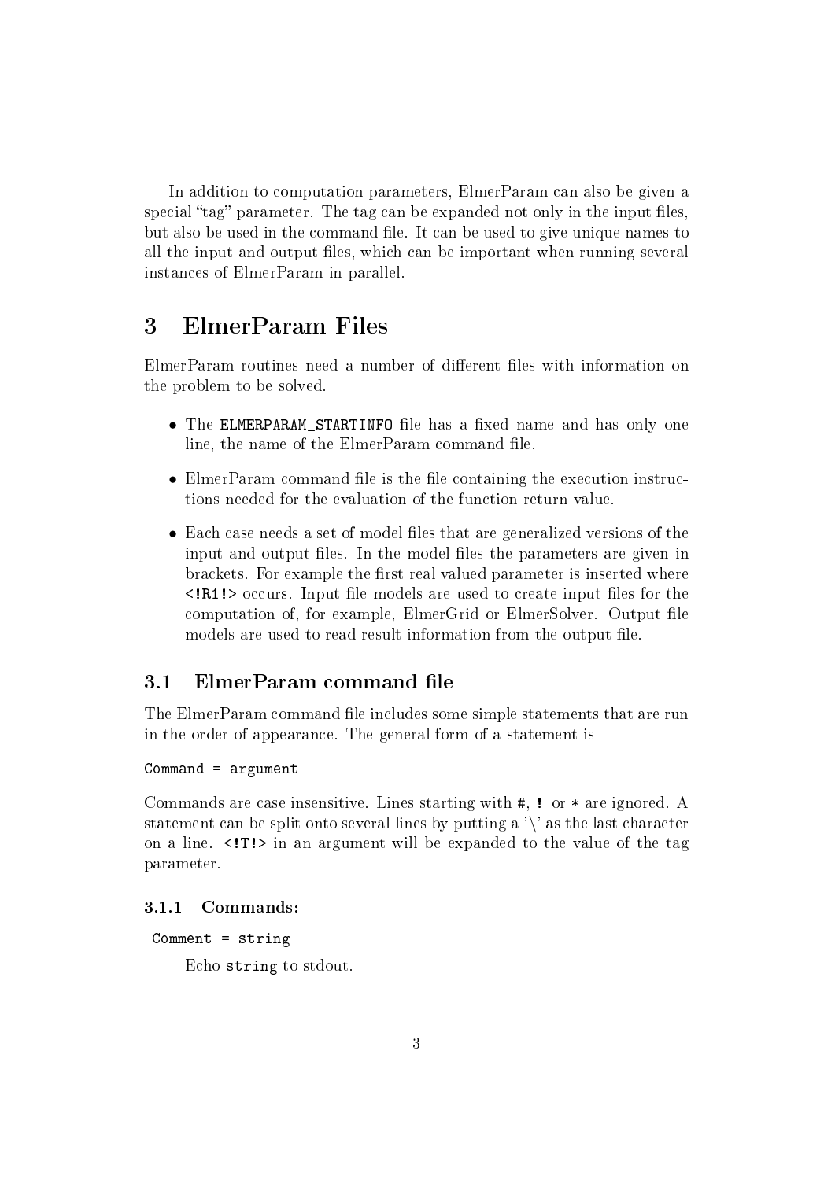In addition to computation parameters, ElmerParam can also be given a special "tag" parameter. The tag can be expanded not only in the input files, but also be used in the command file. It can be used to give unique names to all the input and output files, which can be important when running several instances of ElmerParam in parallel.

# 3 ElmerParam Files

ElmerParam routines need a number of different files with information on the problem to be solved.

- The `ELMERPARAM_STARTINFO` file has a fixed name and has only one line, the name of the ElmerParam command file.
- ElmerParam command file is the file containing the execution instructions needed for the evaluation of the function return value.
- Each case needs a set of model files that are generalized versions of the input and output files. In the model files the parameters are given in brackets. For example the first real valued parameter is inserted where `<!R1!>` occurs. Input file models are used to create input files for the computation of, for example, ElmerGrid or ElmerSolver. Output file models are used to read result information from the output file.

## 3.1 ElmerParam command file

The ElmerParam command file includes some simple statements that are run in the order of appearance. The general form of a statement is

```
Command = argument
```

Commands are case insensitive. Lines starting with `#`, `!` or `*` are ignored. A statement can be split onto several lines by putting a '\' as the last character on a line. `<!T!>` in an argument will be expanded to the value of the tag parameter.

### 3.1.1 Commands:

`Comment = string`

Echo `string` to stdout.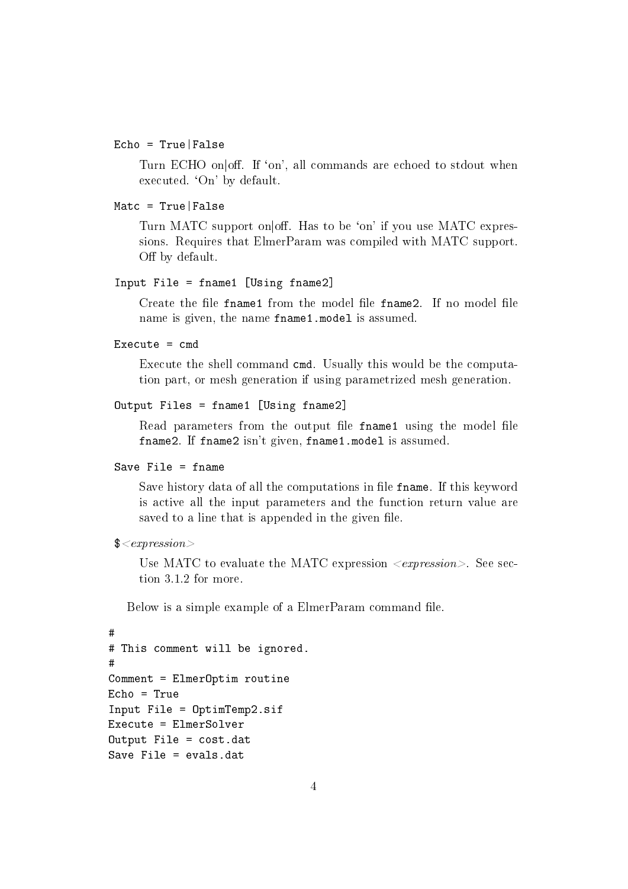`Echo = True|False`

Turn ECHO on|off. If 'on', all commands are echoed to stdout when executed. 'On' by default.

`Matc = True|False`

Turn MATC support on|off. Has to be 'on' if you use MATC expressions. Requires that ElmerParam was compiled with MATC support. Off by default.

`Input File = fname1 [Using fname2]`

Create the file `fname1` from the model file `fname2`. If no model file name is given, the name `fname1.model` is assumed.

`Execute = cmd`

Execute the shell command `cmd`. Usually this would be the computation part, or mesh generation if using parametrized mesh generation.

`Output Files = fname1 [Using fname2]`

Read parameters from the output file `fname1` using the model file `fname2`. If `fname2` isn't given, `fname1.model` is assumed.

`Save File = fname`

Save history data of all the computations in file `fname`. If this keyword is active all the input parameters and the function return value are saved to a line that is appended in the given file.

`$`*<expression>*

Use MATC to evaluate the MATC expression *<expression>*. See section 3.1.2 for more.

Below is a simple example of a ElmerParam command file.

```
#
# This comment will be ignored.
#
Comment = ElmerOptim routine
Echo = True
Input File = OptimTemp2.sif
Execute = ElmerSolver
Output File = cost.dat
Save File = evals.dat
```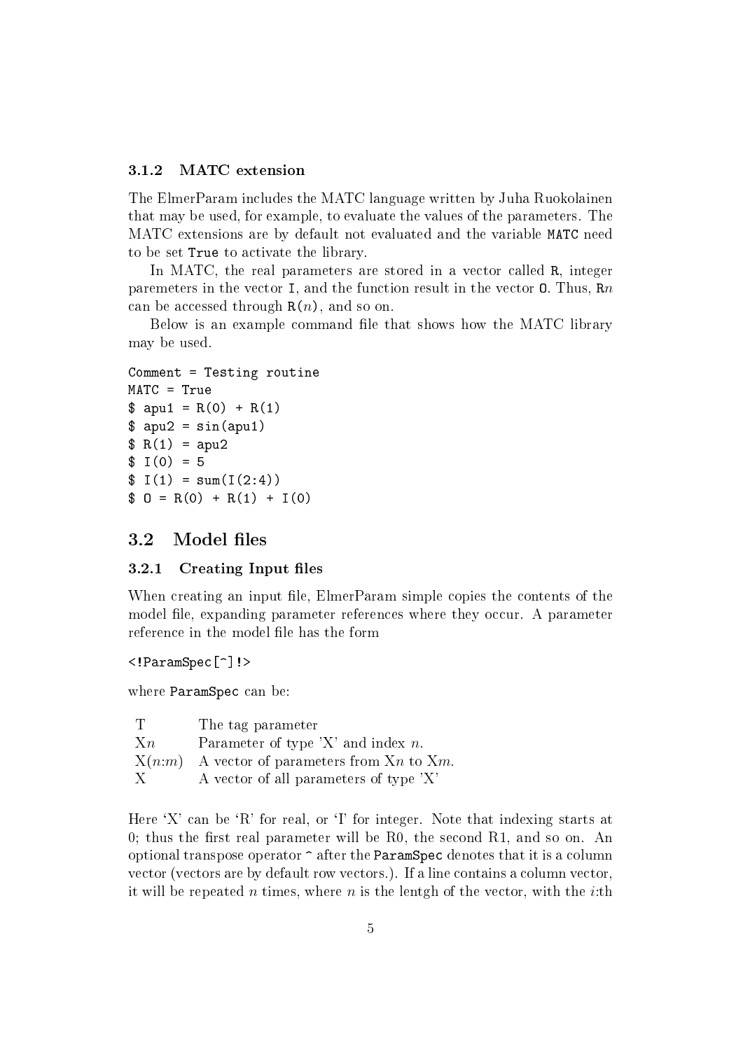### 3.1.2 MATC extension

The ElmerParam includes the MATC language written by Juha Ruokolainen that may be used, for example, to evaluate the values of the parameters. The MATC extensions are by default not evaluated and the variable `MATC` need to be set `True` to activate the library.

In MATC, the real parameters are stored in a vector called `R`, integer paremeters in the vector `I`, and the function result in the vector `O`. Thus, R$n$ can be accessed through `R(`$n$`)`, and so on.

Below is an example command file that shows how the MATC library may be used.

```
Comment = Testing routine
MATC = True
$ apu1 = R(0) + R(1)
$ apu2 = sin(apu1)
$ R(1) = apu2
$ I(0) = 5
$ I(1) = sum(I(2:4))
$ O = R(0) + R(1) + I(0)
```

## 3.2 Model files

### 3.2.1 Creating Input files

When creating an input file, ElmerParam simple copies the contents of the model file, expanding parameter references where they occur. A parameter reference in the model file has the form

```
<!ParamSpec[^]!>
```

where `ParamSpec` can be:

| | |
|---|---|
| T | The tag parameter |
| X$n$ | Parameter of type 'X' and index $n$. |
| X($n$:$m$) | A vector of parameters from X$n$ to X$m$. |
| X | A vector of all parameters of type 'X' |

Here 'X' can be 'R' for real, or 'I' for integer. Note that indexing starts at 0; thus the first real parameter will be R0, the second R1, and so on. An optional transpose operator `^` after the `ParamSpec` denotes that it is a column vector (vectors are by default row vectors.). If a line contains a column vector, it will be repeated $n$ times, where $n$ is the lentgh of the vector, with the $i$:th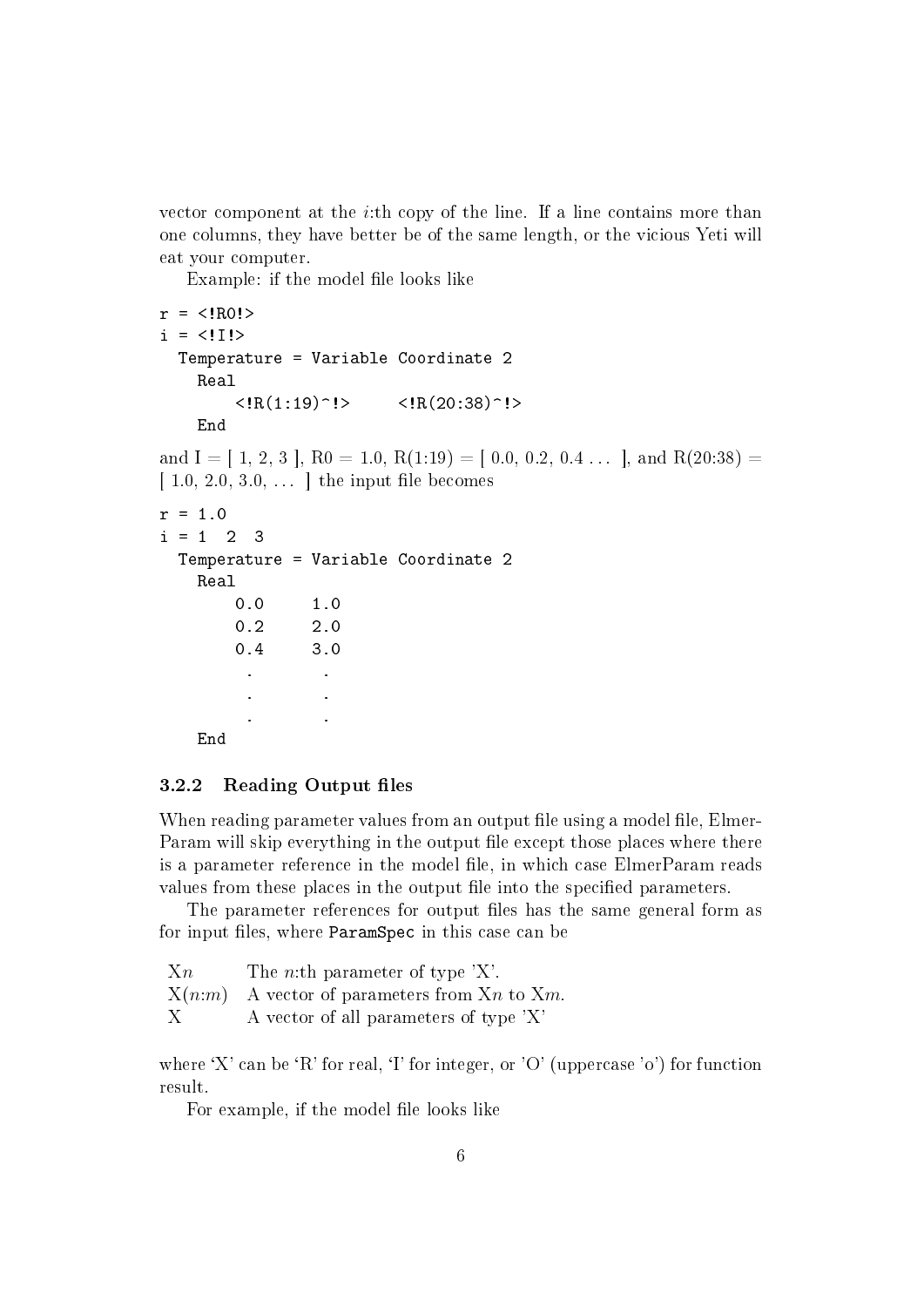vector component at the $i$:th copy of the line. If a line contains more than one columns, they have better be of the same length, or the vicious Yeti will eat your computer.

Example: if the model file looks like

```
r = <!R0!>
i = <!I!>
  Temperature = Variable Coordinate 2
    Real
        <!R(1:19)^!>      <!R(20:38)^!>
    End
```

and I = [ 1, 2, 3 ], R0 = 1.0, R(1:19) = [ 0.0, 0.2, 0.4 ... ], and R(20:38) = [ 1.0, 2.0, 3.0, ... ] the input file becomes

```
r = 1.0
i = 1  2  3
  Temperature = Variable Coordinate 2
    Real
        0.0     1.0
        0.2     2.0
        0.4     3.0
         .       .
         .       .
         .       .
    End
```

### 3.2.2 Reading Output files

When reading parameter values from an output file using a model file, ElmerParam will skip everything in the output file except those places where there is a parameter reference in the model file, in which case ElmerParam reads values from these places in the output file into the specified parameters.

The parameter references for output files has the same general form as for input files, where `ParamSpec` in this case can be

| | |
|---|---|
| X$n$ | The $n$:th parameter of type 'X'. |
| X($n$:$m$) | A vector of parameters from X$n$ to X$m$. |
| X | A vector of all parameters of type 'X' |

where 'X' can be 'R' for real, 'I' for integer, or 'O' (uppercase 'o') for function result.

For example, if the model file looks like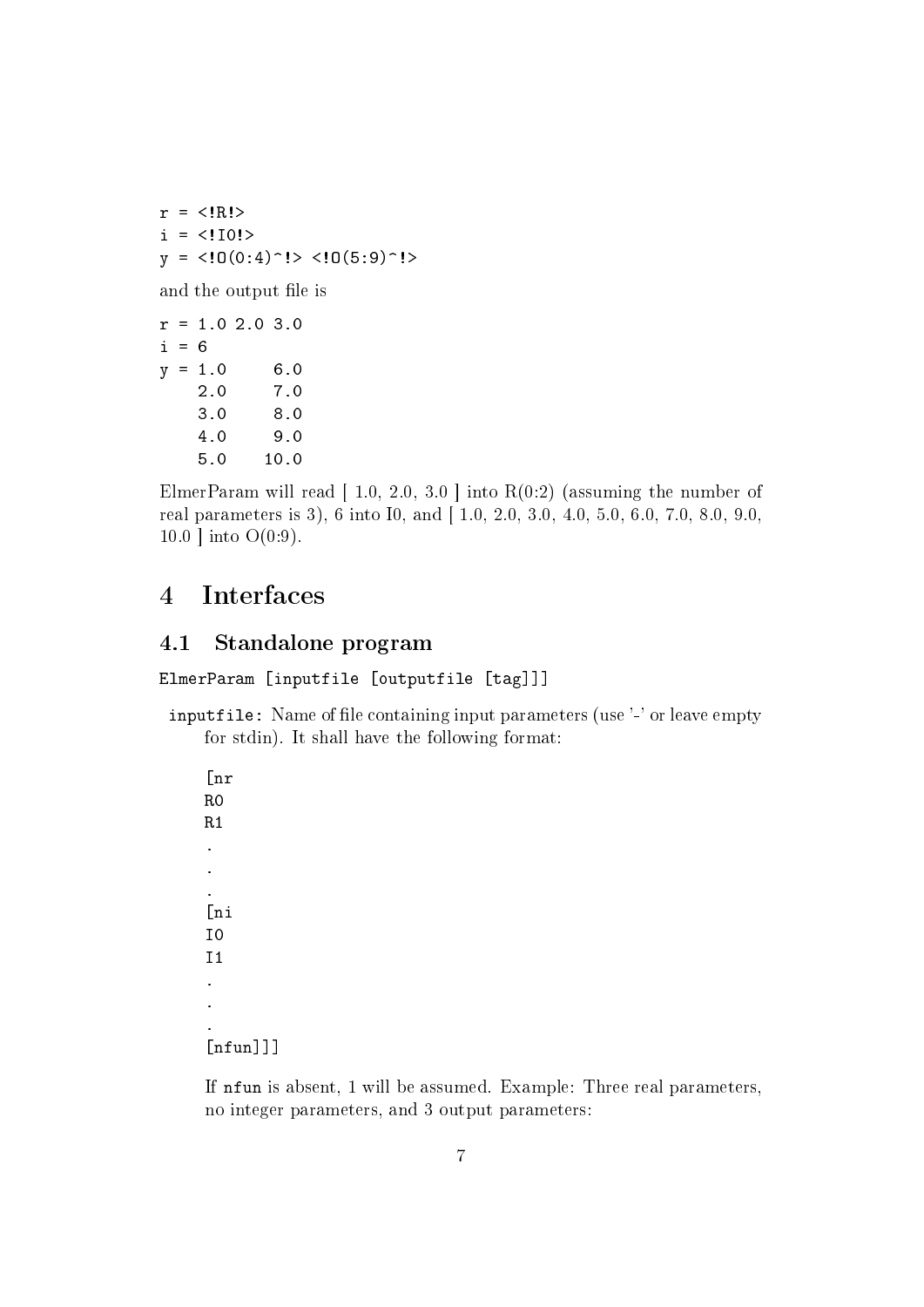```
r = <!R!>
i = <!I0!>
y = <!O(0:4)^!> <!O(5:9)^!>
```

and the output file is

```
r = 1.0 2.0 3.0
i = 6
y = 1.0     6.0
    2.0     7.0
    3.0     8.0
    4.0     9.0
    5.0    10.0
```

ElmerParam will read [ 1.0, 2.0, 3.0 ] into R(0:2) (assuming the number of real parameters is 3), 6 into I0, and [ 1.0, 2.0, 3.0, 4.0, 5.0, 6.0, 7.0, 8.0, 9.0, 10.0 ] into O(0:9).

# 4 Interfaces

## 4.1 Standalone program

```
ElmerParam [inputfile [outputfile [tag]]]
```

**`inputfile:`** Name of file containing input parameters (use '-' or leave empty for stdin). It shall have the following format:

```
[nr
R0
R1
.
.
.
[ni
I0
I1
.
.
.
[nfun]]]
```

If `nfun` is absent, 1 will be assumed. Example: Three real parameters, no integer parameters, and 3 output parameters: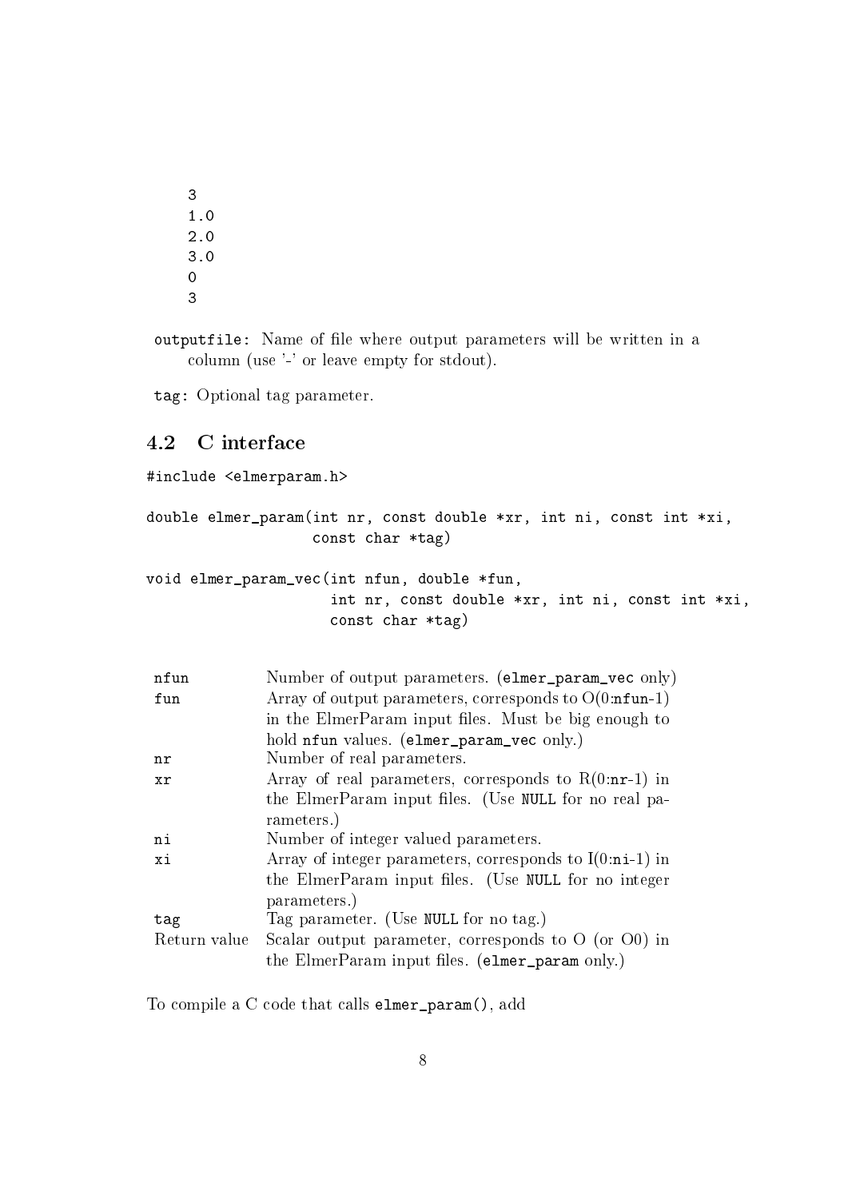```
3
1.0
2.0
3.0
0
3
```

`outputfile`: Name of file where output parameters will be written in a column (use '-' or leave empty for stdout).

`tag`: Optional tag parameter.

## 4.2 C interface

```
#include <elmerparam.h>

double elmer_param(int nr, const double *xr, int ni, const int *xi,
                   const char *tag)

void elmer_param_vec(int nfun, double *fun,
                     int nr, const double *xr, int ni, const int *xi,
                     const char *tag)
```

| | |
|---|---|
| `nfun` | Number of output parameters. (`elmer_param_vec` only) |
| `fun` | Array of output parameters, corresponds to O(0:`nfun`-1) in the ElmerParam input files. Must be big enough to hold `nfun` values. (`elmer_param_vec` only.) |
| `nr` | Number of real parameters. |
| `xr` | Array of real parameters, corresponds to R(0:`nr`-1) in the ElmerParam input files. (Use `NULL` for no real parameters.) |
| `ni` | Number of integer valued parameters. |
| `xi` | Array of integer parameters, corresponds to I(0:`ni`-1) in the ElmerParam input files. (Use `NULL` for no integer parameters.) |
| `tag` | Tag parameter. (Use `NULL` for no tag.) |
| Return value | Scalar output parameter, corresponds to O (or O0) in the ElmerParam input files. (`elmer_param` only.) |

To compile a C code that calls `elmer_param()`, add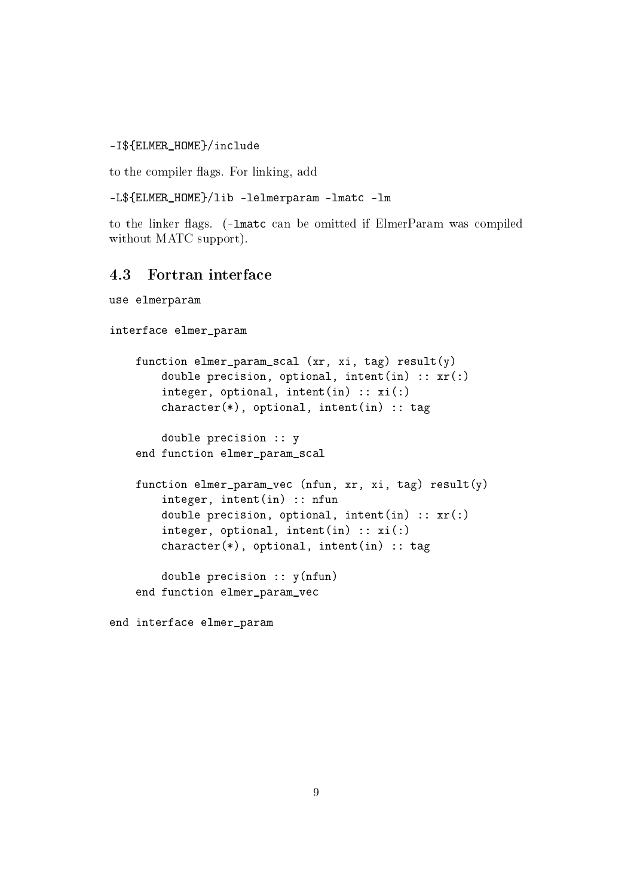```
-I${ELMER_HOME}/include
```

to the compiler flags. For linking, add

```
-L${ELMER_HOME}/lib -lelmerparam -lmatc -lm
```

to the linker flags. (`-lmatc` can be omitted if ElmerParam was compiled without MATC support).

### 4.3 Fortran interface

```fortran
use elmerparam

interface elmer_param

    function elmer_param_scal (xr, xi, tag) result(y)
        double precision, optional, intent(in) :: xr(:)
        integer, optional, intent(in) :: xi(:)
        character(*), optional, intent(in) :: tag

        double precision :: y
    end function elmer_param_scal

    function elmer_param_vec (nfun, xr, xi, tag) result(y)
        integer, intent(in) :: nfun
        double precision, optional, intent(in) :: xr(:)
        integer, optional, intent(in) :: xi(:)
        character(*), optional, intent(in) :: tag

        double precision :: y(nfun)
    end function elmer_param_vec

end interface elmer_param
```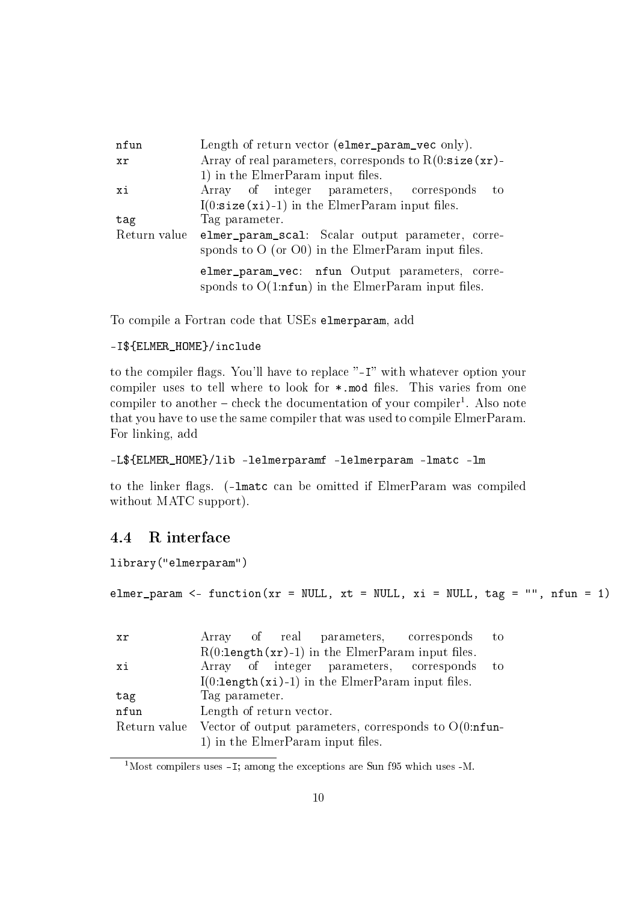| | |
|---|---|
| `nfun` | Length of return vector (`elmer_param_vec` only). |
| `xr` | Array of real parameters, corresponds to R(0:`size(xr)`-1) in the ElmerParam input files. |
| `xi` | Array of integer parameters, corresponds to I(0:`size(xi)`-1) in the ElmerParam input files. |
| `tag` | Tag parameter. |
| Return value | `elmer_param_scal`: Scalar output parameter, corresponds to O (or O0) in the ElmerParam input files.<br><br>`elmer_param_vec`: `nfun` Output parameters, corresponds to O(1:`nfun`) in the ElmerParam input files. |

To compile a Fortran code that USEs `elmerparam`, add

```
-I${ELMER_HOME}/include
```

to the compiler flags. You'll have to replace "`-I`" with whatever option your compiler uses to tell where to look for `*.mod` files. This varies from one compiler to another – check the documentation of your compiler[1]. Also note that you have to use the same compiler that was used to compile ElmerParam. For linking, add

```
-L${ELMER_HOME}/lib -lelmerparamf -lelmerparam -lmatc -lm
```

to the linker flags. (`-lmatc` can be omitted if ElmerParam was compiled without MATC support).

## 4.4 R interface

```
library("elmerparam")

elmer_param <- function(xr = NULL, xt = NULL, xi = NULL, tag = "", nfun = 1)
```

| | |
|---|---|
| `xr` | Array of real parameters, corresponds to R(0:`length(xr)`-1) in the ElmerParam input files. |
| `xi` | Array of integer parameters, corresponds to I(0:`length(xi)`-1) in the ElmerParam input files. |
| `tag` | Tag parameter. |
| `nfun` | Length of return vector. |
| Return value | Vector of output parameters, corresponds to O(0:`nfun`-1) in the ElmerParam input files. |

[1] Most compilers uses `-I`; among the exceptions are Sun f95 which uses -M.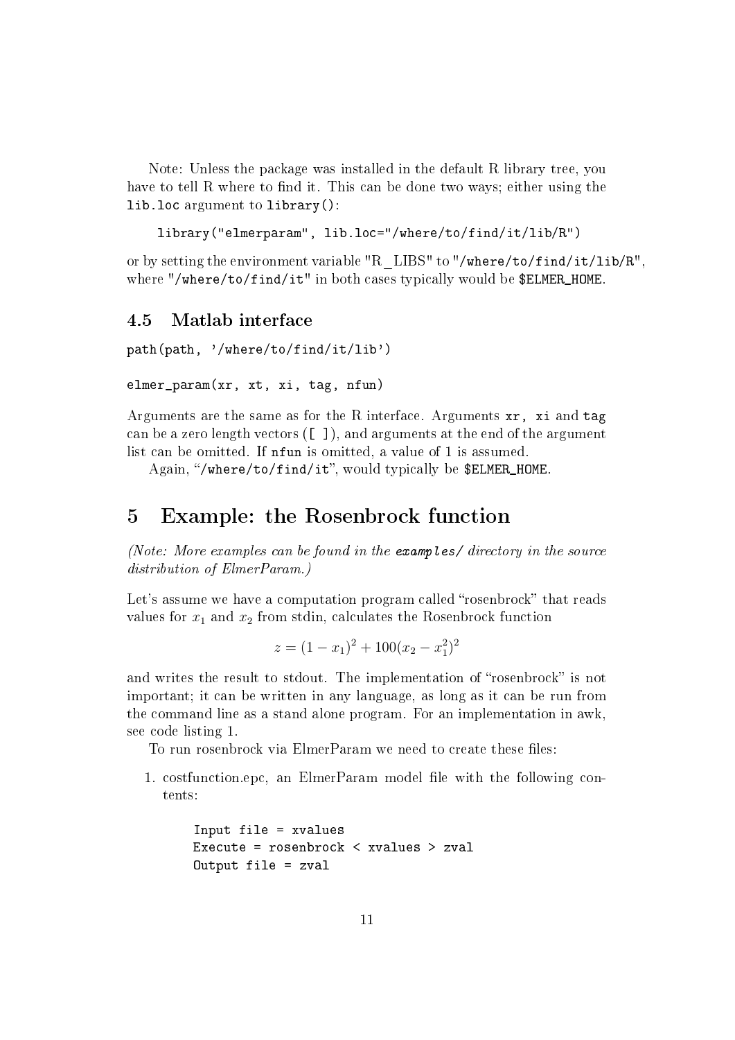Note: Unless the package was installed in the default R library tree, you have to tell R where to find it. This can be done two ways; either using the `lib.loc` argument to `library()`:

```
library("elmerparam", lib.loc="/where/to/find/it/lib/R")
```

or by setting the environment variable "R_LIBS" to "`/where/to/find/it/lib/R`", where "`/where/to/find/it`" in both cases typically would be `$ELMER_HOME`.

### 4.5 Matlab interface

```
path(path, '/where/to/find/it/lib')

elmer_param(xr, xt, xi, tag, nfun)
```

Arguments are the same as for the R interface. Arguments `xr, xi` and `tag` can be a zero length vectors (`[ ]`), and arguments at the end of the argument list can be omitted. If `nfun` is omitted, a value of 1 is assumed.

Again, "`/where/to/find/it`", would typically be `$ELMER_HOME`.

## 5 Example: the Rosenbrock function

*(Note: More examples can be found in the* ***examples/*** *directory in the source distribution of ElmerParam.)*

Let's assume we have a computation program called "rosenbrock" that reads values for $x_1$ and $x_2$ from stdin, calculates the Rosenbrock function

$$z = (1 - x_1)^2 + 100(x_2 - x_1^2)^2$$

and writes the result to stdout. The implementation of "rosenbrock" is not important; it can be written in any language, as long as it can be run from the command line as a stand alone program. For an implementation in awk, see code listing 1.

To run rosenbrock via ElmerParam we need to create these files:

1. costfunction.epc, an ElmerParam model file with the following contents:

```
Input file = xvalues
Execute = rosenbrock < xvalues > zval
Output file = zval
```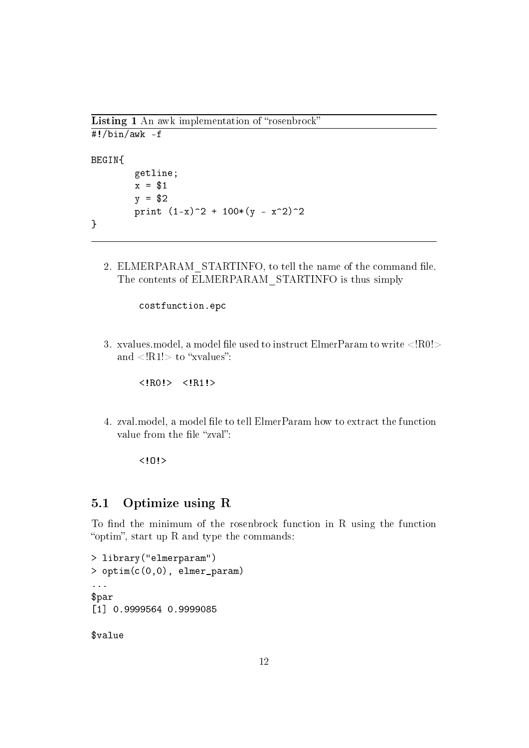**Listing 1** An awk implementation of "rosenbrock"

```
#!/bin/awk -f

BEGIN{
        getline;
        x = $1
        y = $2
        print (1-x)^2 + 100*(y - x^2)^2
}
```

2. ELMERPARAM_STARTINFO, to tell the name of the command file. The contents of ELMERPARAM_STARTINFO is thus simply

   ```
   costfunction.epc
   ```

3. xvalues.model, a model file used to instruct ElmerParam to write <!R0!> and <!R1!> to "xvalues":

   ```
   <!R0!>  <!R1!>
   ```

4. zval.model, a model file to tell ElmerParam how to extract the function value from the file "zval":

   ```
   <!O!>
   ```

## 5.1 Optimize using R

To find the minimum of the rosenbrock function in R using the function "optim", start up R and type the commands:

```
> library("elmerparam")
> optim(c(0,0), elmer_param)
...
$par
[1] 0.9999564 0.9999085

$value
```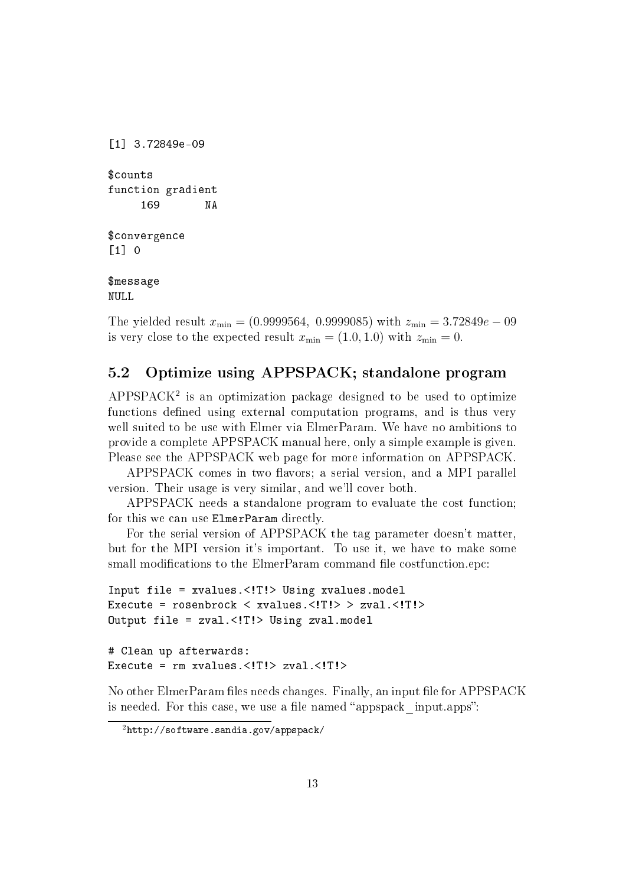```
[1] 3.72849e-09

$counts
function gradient
     169       NA

$convergence
[1] 0

$message
NULL
```

The yielded result $x_{\min} = (0.9999564,\ 0.9999085)$ with $z_{\min} = 3.72849e-09$ is very close to the expected result $x_{\min} = (1.0, 1.0)$ with $z_{\min} = 0$.

## 5.2 Optimize using APPSPACK; standalone program

APPSPACK[2] is an optimization package designed to be used to optimize functions defined using external computation programs, and is thus very well suited to be use with Elmer via ElmerParam. We have no ambitions to provide a complete APPSPACK manual here, only a simple example is given. Please see the APPSPACK web page for more information on APPSPACK.

APPSPACK comes in two flavors; a serial version, and a MPI parallel version. Their usage is very similar, and we'll cover both.

APPSPACK needs a standalone program to evaluate the cost function; for this we can use `ElmerParam` directly.

For the serial version of APPSPACK the tag parameter doesn't matter, but for the MPI version it's important. To use it, we have to make some small modifications to the ElmerParam command file costfunction.epc:

```
Input file = xvalues.<!T!> Using xvalues.model
Execute = rosenbrock < xvalues.<!T!> > zval.<!T!>
Output file = zval.<!T!> Using zval.model

# Clean up afterwards:
Execute = rm xvalues.<!T!> zval.<!T!>
```

No other ElmerParam files needs changes. Finally, an input file for APPSPACK is needed. For this case, we use a file named "appspack_input.apps":

[2] http://software.sandia.gov/appspack/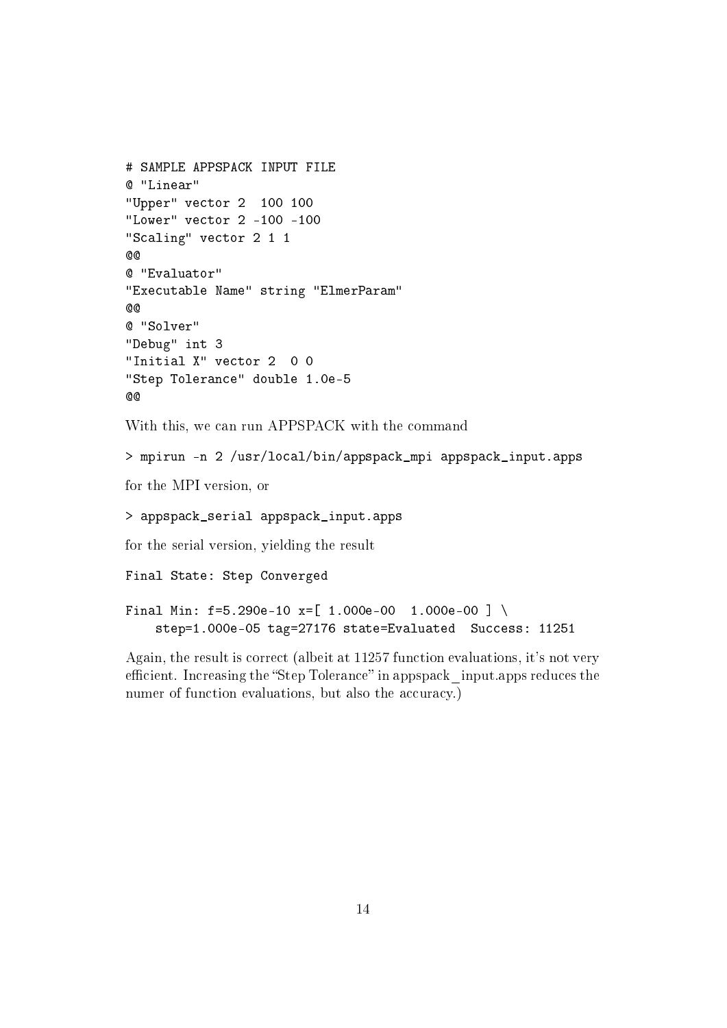```
# SAMPLE APPSPACK INPUT FILE
@ "Linear"
"Upper" vector 2  100 100
"Lower" vector 2 -100 -100
"Scaling" vector 2 1 1
@@
@ "Evaluator"
"Executable Name" string "ElmerParam"
@@
@ "Solver"
"Debug" int 3
"Initial X" vector 2  0 0
"Step Tolerance" double 1.0e-5
@@
```

With this, we can run APPSPACK with the command

```
> mpirun -n 2 /usr/local/bin/appspack_mpi appspack_input.apps
```

for the MPI version, or

```
> appspack_serial appspack_input.apps
```

for the serial version, yielding the result

```
Final State: Step Converged

Final Min: f=5.290e-10 x=[ 1.000e-00  1.000e-00 ] \
    step=1.000e-05 tag=27176 state=Evaluated  Success: 11251
```

Again, the result is correct (albeit at 11257 function evaluations, it's not very efficient. Increasing the "Step Tolerance" in appspack_input.apps reduces the numer of function evaluations, but also the accuracy.)